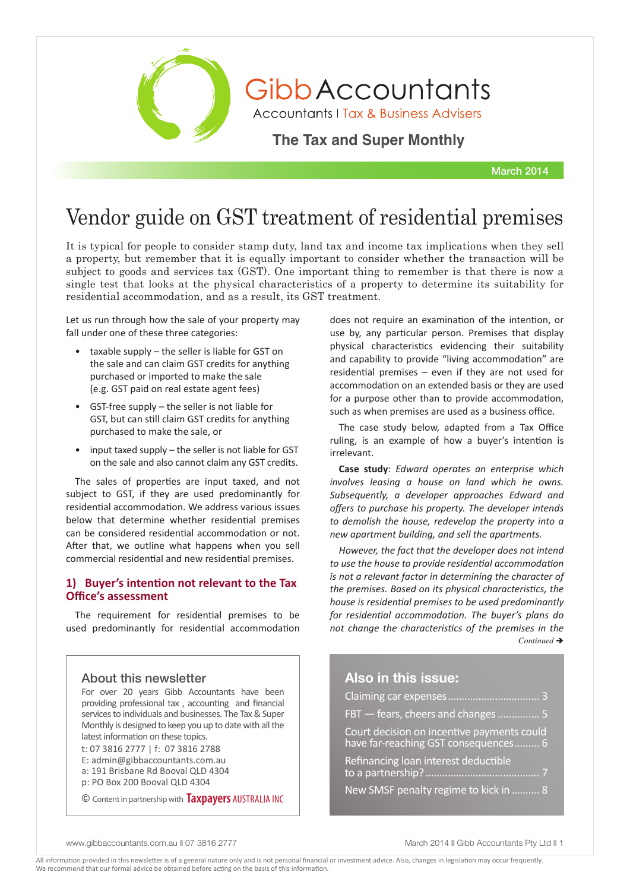# Gibb Accountants

Accountants | Tax & Business Advisers

**The Tax and Super Monthly**

March 2014

# Vendor guide on GST treatment of residential premises

It is typical for people to consider stamp duty, land tax and income tax implications when they sell a property, but remember that it is equally important to consider whether the transaction will be subject to goods and services tax (GST). One important thing to remember is that there is now a single test that looks at the physical characteristics of a property to determine its suitability for residential accommodation, and as a result, its GST treatment.

Let us run through how the sale of your property may fall under one of these three categories:

- taxable supply – the seller is liable for GST on the sale and can claim GST credits for anything purchased or imported to make the sale (e.g. GST paid on real estate agent fees)
- GST-free supply – the seller is not liable for GST, but can still claim GST credits for anything purchased to make the sale, or
- input taxed supply – the seller is not liable for GST on the sale and also cannot claim any GST credits.

The sales of properties are input taxed, and not subject to GST, if they are used predominantly for residential accommodation. We address various issues below that determine whether residential premises can be considered residential accommodation or not. After that, we outline what happens when you sell commercial residential and new residential premises.

## 1) Buyer's intention not relevant to the Tax Office's assessment

The requirement for residential premises to be used predominantly for residential accommodation does not require an examination of the intention, or use by, any particular person. Premises that display physical characteristics evidencing their suitability and capability to provide "living accommodation" are residential premises – even if they are not used for accommodation on an extended basis or they are used for a purpose other than to provide accommodation, such as when premises are used as a business office.

The case study below, adapted from a Tax Office ruling, is an example of how a buyer's intention is irrelevant.

**Case study**: *Edward operates an enterprise which involves leasing a house on land which he owns. Subsequently, a developer approaches Edward and offers to purchase his property. The developer intends to demolish the house, redevelop the property into a new apartment building, and sell the apartments.*

*However, the fact that the developer does not intend to use the house to provide residential accommodation is not a relevant factor in determining the character of the premises. Based on its physical characteristics, the house is residential premises to be used predominantly for residential accommodation. The buyer's plans do not change the characteristics of the premises in the*

*Continued ➔*

## About this newsletter

For over 20 years Gibb Accountants have been providing professional tax, accounting and financial services to individuals and businesses. The Tax & Super Monthly is designed to keep you up to date with all the latest information on these topics.

t: 07 3816 2777 | f: 07 3816 2788
E: admin@gibbaccountants.com.au
a: 191 Brisbane Rd Booval QLD 4304
p: PO Box 200 Booval QLD 4304

© Content in partnership with Taxpayers AUSTRALIA INC

## Also in this issue:

- Claiming car expenses .................................. 3
- FBT — fears, cheers and changes ............... 5
- Court decision on incentive payments could have far-reaching GST consequences......... 6
- Refinancing loan interest deductible to a partnership? ......................................... 7
- New SMSF penalty regime to kick in .......... 8

All information provided in this newsletter is of a general nature only and is not personal financial or investment advice. Also, changes in legislation may occur frequently. We recommend that our formal advice be obtained before acting on the basis of this information.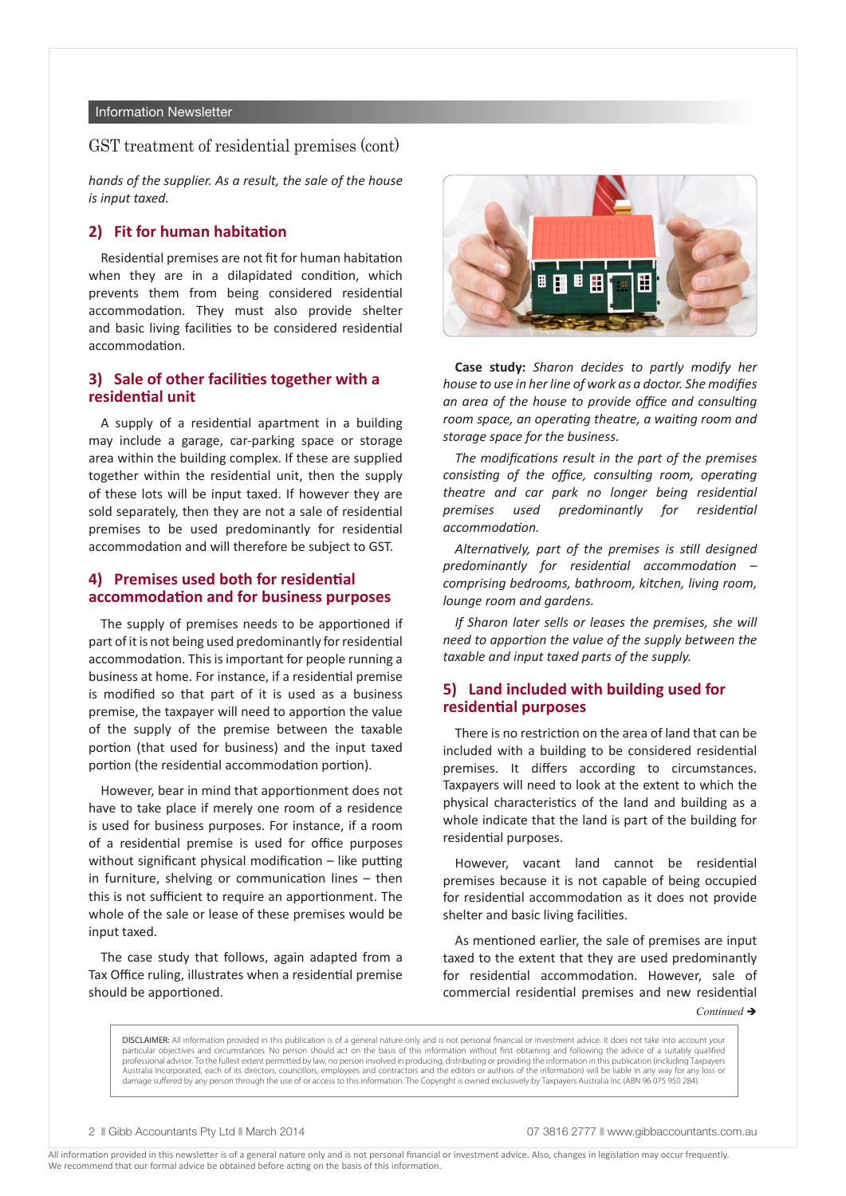## GST treatment of residential premises (cont)

*hands of the supplier. As a result, the sale of the house is input taxed.*

### 2) Fit for human habitation

Residential premises are not fit for human habitation when they are in a dilapidated condition, which prevents them from being considered residential accommodation. They must also provide shelter and basic living facilities to be considered residential accommodation.

### 3) Sale of other facilities together with a residential unit

A supply of a residential apartment in a building may include a garage, car-parking space or storage area within the building complex. If these are supplied together within the residential unit, then the supply of these lots will be input taxed. If however they are sold separately, then they are not a sale of residential premises to be used predominantly for residential accommodation and will therefore be subject to GST.

### 4) Premises used both for residential accommodation and for business purposes

The supply of premises needs to be apportioned if part of it is not being used predominantly for residential accommodation. This is important for people running a business at home. For instance, if a residential premise is modified so that part of it is used as a business premise, the taxpayer will need to apportion the value of the supply of the premise between the taxable portion (that used for business) and the input taxed portion (the residential accommodation portion).

However, bear in mind that apportionment does not have to take place if merely one room of a residence is used for business purposes. For instance, if a room of a residential premise is used for office purposes without significant physical modification – like putting in furniture, shelving or communication lines – then this is not sufficient to require an apportionment. The whole of the sale or lease of these premises would be input taxed.

The case study that follows, again adapted from a Tax Office ruling, illustrates when a residential premise should be apportioned.

**Case study:** *Sharon decides to partly modify her house to use in her line of work as a doctor. She modifies an area of the house to provide office and consulting room space, an operating theatre, a waiting room and storage space for the business.*

*The modifications result in the part of the premises consisting of the office, consulting room, operating theatre and car park no longer being residential premises used predominantly for residential accommodation.*

*Alternatively, part of the premises is still designed predominantly for residential accommodation – comprising bedrooms, bathroom, kitchen, living room, lounge room and gardens.*

*If Sharon later sells or leases the premises, she will need to apportion the value of the supply between the taxable and input taxed parts of the supply.*

### 5) Land included with building used for residential purposes

There is no restriction on the area of land that can be included with a building to be considered residential premises. It differs according to circumstances. Taxpayers will need to look at the extent to which the physical characteristics of the land and building as a whole indicate that the land is part of the building for residential purposes.

However, vacant land cannot be residential premises because it is not capable of being occupied for residential accommodation as it does not provide shelter and basic living facilities.

As mentioned earlier, the sale of premises are input taxed to the extent that they are used predominantly for residential accommodation. However, sale of commercial residential premises and new residential

*Continued* ➔

DISCLAIMER: All information provided in this publication is of a general nature only and is not personal financial or investment advice. It does not take into account your particular objectives and circumstances. No person should act on the basis of this information without first obtaining and following the advice of a suitably qualified professional advisor. To the fullest extent permitted by law, no person involved in producing, distributing or providing the information in this publication (including Taxpayers Australia Incorporated, each of its directors, councillors, employees and contractors and the editors or authors of the information) will be liable in any way for any loss or damage suffered by any person through the use of or access to this information. The Copyright is owned exclusively by Taxpayers Australia Inc (ABN 96 075 950 284).

All information provided in this newsletter is of a general nature only and is not personal financial or investment advice. Also, changes in legislation may occur frequently. We recommend that our formal advice be obtained before acting on the basis of this information.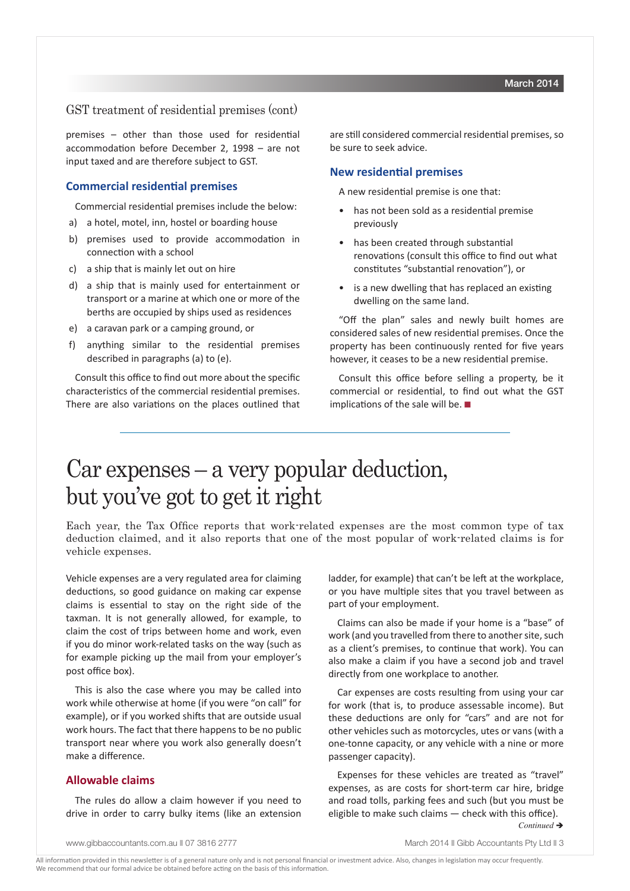## GST treatment of residential premises (cont)

premises – other than those used for residential accommodation before December 2, 1998 – are not input taxed and are therefore subject to GST.

### Commercial residential premises

Commercial residential premises include the below:

a) a hotel, motel, inn, hostel or boarding house
b) premises used to provide accommodation in connection with a school
c) a ship that is mainly let out on hire
d) a ship that is mainly used for entertainment or transport or a marine at which one or more of the berths are occupied by ships used as residences
e) a caravan park or a camping ground, or
f) anything similar to the residential premises described in paragraphs (a) to (e).

Consult this office to find out more about the specific characteristics of the commercial residential premises. There are also variations on the places outlined that are still considered commercial residential premises, so be sure to seek advice.

### New residential premises

A new residential premise is one that:

- has not been sold as a residential premise previously
- has been created through substantial renovations (consult this office to find out what constitutes "substantial renovation"), or
- is a new dwelling that has replaced an existing dwelling on the same land.

"Off the plan" sales and newly built homes are considered sales of new residential premises. Once the property has been continuously rented for five years however, it ceases to be a new residential premise.

Consult this office before selling a property, be it commercial or residential, to find out what the GST implications of the sale will be. ■

# Car expenses – a very popular deduction, but you've got to get it right

Each year, the Tax Office reports that work-related expenses are the most common type of tax deduction claimed, and it also reports that one of the most popular of work-related claims is for vehicle expenses.

Vehicle expenses are a very regulated area for claiming deductions, so good guidance on making car expense claims is essential to stay on the right side of the taxman. It is not generally allowed, for example, to claim the cost of trips between home and work, even if you do minor work-related tasks on the way (such as for example picking up the mail from your employer's post office box).

This is also the case where you may be called into work while otherwise at home (if you were "on call" for example), or if you worked shifts that are outside usual work hours. The fact that there happens to be no public transport near where you work also generally doesn't make a difference.

### Allowable claims

The rules do allow a claim however if you need to drive in order to carry bulky items (like an extension ladder, for example) that can't be left at the workplace, or you have multiple sites that you travel between as part of your employment.

Claims can also be made if your home is a "base" of work (and you travelled from there to another site, such as a client's premises, to continue that work). You can also make a claim if you have a second job and travel directly from one workplace to another.

Car expenses are costs resulting from using your car for work (that is, to produce assessable income). But these deductions are only for "cars" and are not for other vehicles such as motorcycles, utes or vans (with a one-tonne capacity, or any vehicle with a nine or more passenger capacity).

Expenses for these vehicles are treated as "travel" expenses, as are costs for short-term car hire, bridge and road tolls, parking fees and such (but you must be eligible to make such claims — check with this office).

*Continued ➔*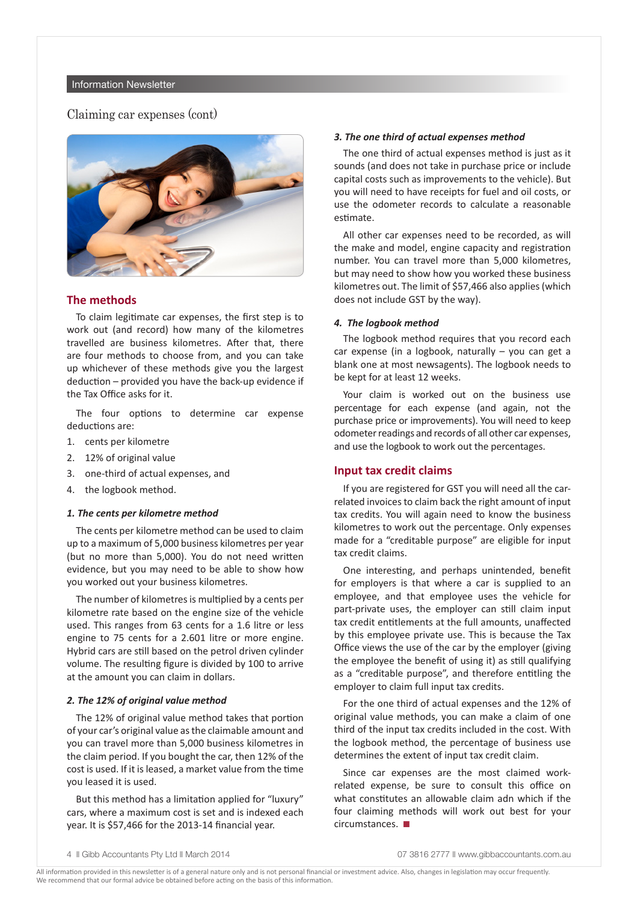## Claiming car expenses (cont)

### The methods

To claim legitimate car expenses, the first step is to work out (and record) how many of the kilometres travelled are business kilometres. After that, there are four methods to choose from, and you can take up whichever of these methods give you the largest deduction – provided you have the back-up evidence if the Tax Office asks for it.

The four options to determine car expense deductions are:

1. cents per kilometre
2. 12% of original value
3. one-third of actual expenses, and
4. the logbook method.

#### *1. The cents per kilometre method*

The cents per kilometre method can be used to claim up to a maximum of 5,000 business kilometres per year (but no more than 5,000). You do not need written evidence, but you may need to be able to show how you worked out your business kilometres.

The number of kilometres is multiplied by a cents per kilometre rate based on the engine size of the vehicle used. This ranges from 63 cents for a 1.6 litre or less engine to 75 cents for a 2.601 litre or more engine. Hybrid cars are still based on the petrol driven cylinder volume. The resulting figure is divided by 100 to arrive at the amount you can claim in dollars.

#### *2. The 12% of original value method*

The 12% of original value method takes that portion of your car's original value as the claimable amount and you can travel more than 5,000 business kilometres in the claim period. If you bought the car, then 12% of the cost is used. If it is leased, a market value from the time you leased it is used.

But this method has a limitation applied for "luxury" cars, where a maximum cost is set and is indexed each year. It is $57,466 for the 2013-14 financial year.

#### *3. The one third of actual expenses method*

The one third of actual expenses method is just as it sounds (and does not take in purchase price or include capital costs such as improvements to the vehicle). But you will need to have receipts for fuel and oil costs, or use the odometer records to calculate a reasonable estimate.

All other car expenses need to be recorded, as will the make and model, engine capacity and registration number. You can travel more than 5,000 kilometres, but may need to show how you worked these business kilometres out. The limit of $57,466 also applies (which does not include GST by the way).

#### *4. The logbook method*

The logbook method requires that you record each car expense (in a logbook, naturally – you can get a blank one at most newsagents). The logbook needs to be kept for at least 12 weeks.

Your claim is worked out on the business use percentage for each expense (and again, not the purchase price or improvements). You will need to keep odometer readings and records of all other car expenses, and use the logbook to work out the percentages.

### Input tax credit claims

If you are registered for GST you will need all the car-related invoices to claim back the right amount of input tax credits. You will again need to know the business kilometres to work out the percentage. Only expenses made for a "creditable purpose" are eligible for input tax credit claims.

One interesting, and perhaps unintended, benefit for employers is that where a car is supplied to an employee, and that employee uses the vehicle for part-private uses, the employer can still claim input tax credit entitlements at the full amounts, unaffected by this employee private use. This is because the Tax Office views the use of the car by the employer (giving the employee the benefit of using it) as still qualifying as a "creditable purpose", and therefore entitling the employer to claim full input tax credits.

For the one third of actual expenses and the 12% of original value methods, you can make a claim of one third of the input tax credits included in the cost. With the logbook method, the percentage of business use determines the extent of input tax credit claim.

Since car expenses are the most claimed work-related expense, be sure to consult this office on what constitutes an allowable claim adn which if the four claiming methods will work out best for your circumstances. ■

All information provided in this newsletter is of a general nature only and is not personal financial or investment advice. Also, changes in legislation may occur frequently. We recommend that our formal advice be obtained before acting on the basis of this information.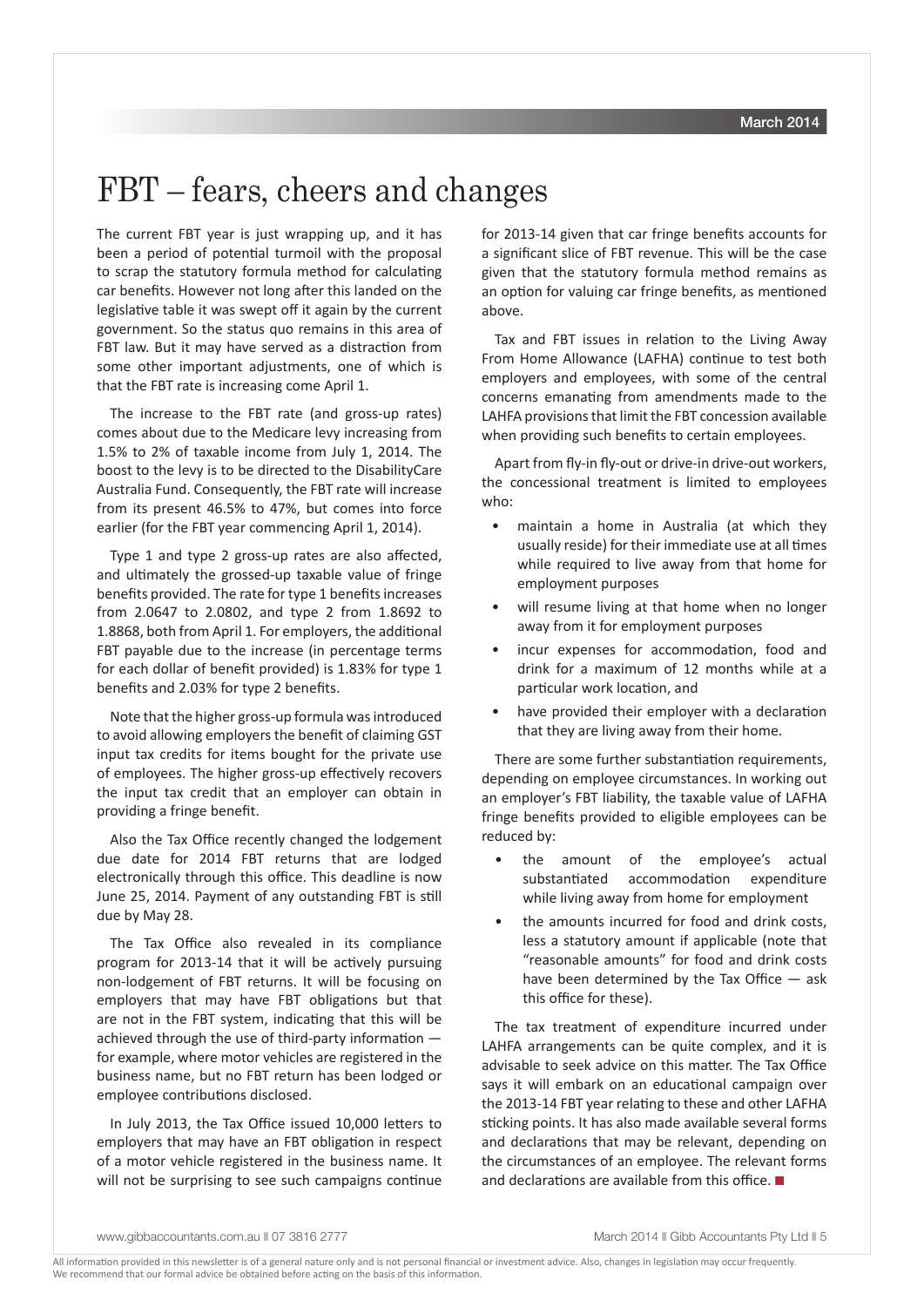# FBT – fears, cheers and changes

The current FBT year is just wrapping up, and it has been a period of potential turmoil with the proposal to scrap the statutory formula method for calculating car benefits. However not long after this landed on the legislative table it was swept off it again by the current government. So the status quo remains in this area of FBT law. But it may have served as a distraction from some other important adjustments, one of which is that the FBT rate is increasing come April 1.

The increase to the FBT rate (and gross-up rates) comes about due to the Medicare levy increasing from 1.5% to 2% of taxable income from July 1, 2014. The boost to the levy is to be directed to the DisabilityCare Australia Fund. Consequently, the FBT rate will increase from its present 46.5% to 47%, but comes into force earlier (for the FBT year commencing April 1, 2014).

Type 1 and type 2 gross-up rates are also affected, and ultimately the grossed-up taxable value of fringe benefits provided. The rate for type 1 benefits increases from 2.0647 to 2.0802, and type 2 from 1.8692 to 1.8868, both from April 1. For employers, the additional FBT payable due to the increase (in percentage terms for each dollar of benefit provided) is 1.83% for type 1 benefits and 2.03% for type 2 benefits.

Note that the higher gross-up formula was introduced to avoid allowing employers the benefit of claiming GST input tax credits for items bought for the private use of employees. The higher gross-up effectively recovers the input tax credit that an employer can obtain in providing a fringe benefit.

Also the Tax Office recently changed the lodgement due date for 2014 FBT returns that are lodged electronically through this office. This deadline is now June 25, 2014. Payment of any outstanding FBT is still due by May 28.

The Tax Office also revealed in its compliance program for 2013-14 that it will be actively pursuing non-lodgement of FBT returns. It will be focusing on employers that may have FBT obligations but that are not in the FBT system, indicating that this will be achieved through the use of third-party information — for example, where motor vehicles are registered in the business name, but no FBT return has been lodged or employee contributions disclosed.

In July 2013, the Tax Office issued 10,000 letters to employers that may have an FBT obligation in respect of a motor vehicle registered in the business name. It will not be surprising to see such campaigns continue for 2013-14 given that car fringe benefits accounts for a significant slice of FBT revenue. This will be the case given that the statutory formula method remains as an option for valuing car fringe benefits, as mentioned above.

Tax and FBT issues in relation to the Living Away From Home Allowance (LAFHA) continue to test both employers and employees, with some of the central concerns emanating from amendments made to the LAHFA provisions that limit the FBT concession available when providing such benefits to certain employees.

Apart from fly-in fly-out or drive-in drive-out workers, the concessional treatment is limited to employees who:

- maintain a home in Australia (at which they usually reside) for their immediate use at all times while required to live away from that home for employment purposes
- will resume living at that home when no longer away from it for employment purposes
- incur expenses for accommodation, food and drink for a maximum of 12 months while at a particular work location, and
- have provided their employer with a declaration that they are living away from their home.

There are some further substantiation requirements, depending on employee circumstances. In working out an employer's FBT liability, the taxable value of LAFHA fringe benefits provided to eligible employees can be reduced by:

- the amount of the employee's actual substantiated accommodation expenditure while living away from home for employment
- the amounts incurred for food and drink costs, less a statutory amount if applicable (note that "reasonable amounts" for food and drink costs have been determined by the Tax Office — ask this office for these).

The tax treatment of expenditure incurred under LAHFA arrangements can be quite complex, and it is advisable to seek advice on this matter. The Tax Office says it will embark on an educational campaign over the 2013-14 FBT year relating to these and other LAFHA sticking points. It has also made available several forms and declarations that may be relevant, depending on the circumstances of an employee. The relevant forms and declarations are available from this office. ■

All information provided in this newsletter is of a general nature only and is not personal financial or investment advice. Also, changes in legislation may occur frequently. We recommend that our formal advice be obtained before acting on the basis of this information.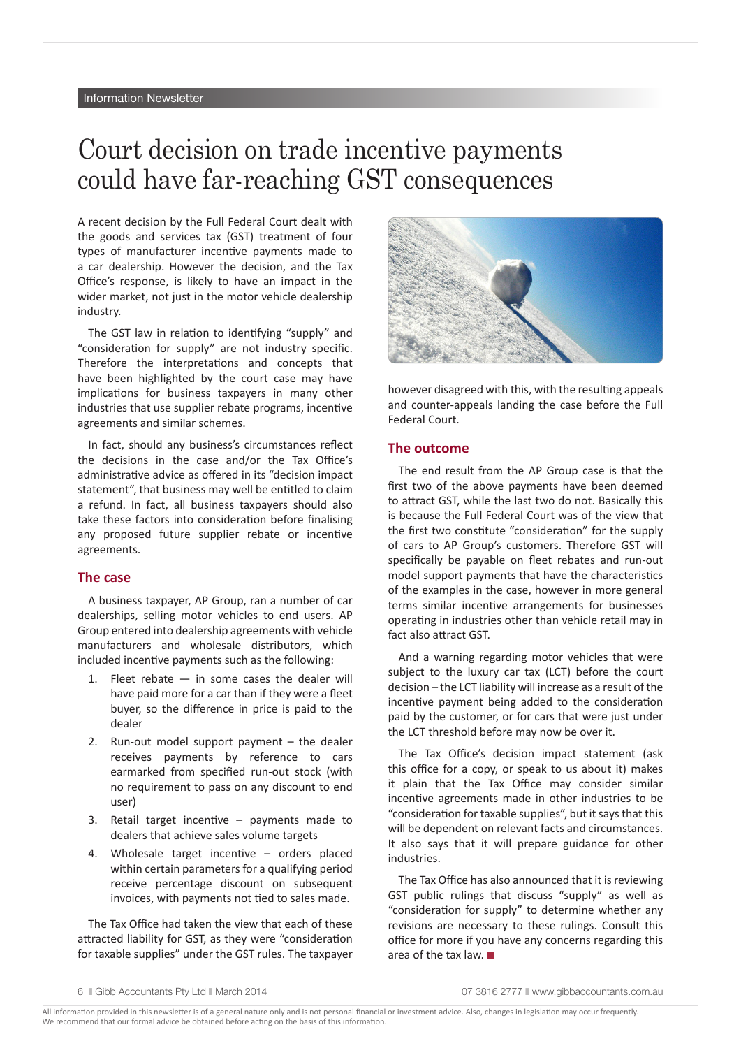# Court decision on trade incentive payments could have far-reaching GST consequences

A recent decision by the Full Federal Court dealt with the goods and services tax (GST) treatment of four types of manufacturer incentive payments made to a car dealership. However the decision, and the Tax Office's response, is likely to have an impact in the wider market, not just in the motor vehicle dealership industry.

The GST law in relation to identifying "supply" and "consideration for supply" are not industry specific. Therefore the interpretations and concepts that have been highlighted by the court case may have implications for business taxpayers in many other industries that use supplier rebate programs, incentive agreements and similar schemes.

In fact, should any business's circumstances reflect the decisions in the case and/or the Tax Office's administrative advice as offered in its "decision impact statement", that business may well be entitled to claim a refund. In fact, all business taxpayers should also take these factors into consideration before finalising any proposed future supplier rebate or incentive agreements.

## The case

A business taxpayer, AP Group, ran a number of car dealerships, selling motor vehicles to end users. AP Group entered into dealership agreements with vehicle manufacturers and wholesale distributors, which included incentive payments such as the following:

1. Fleet rebate — in some cases the dealer will have paid more for a car than if they were a fleet buyer, so the difference in price is paid to the dealer
2. Run-out model support payment – the dealer receives payments by reference to cars earmarked from specified run-out stock (with no requirement to pass on any discount to end user)
3. Retail target incentive – payments made to dealers that achieve sales volume targets
4. Wholesale target incentive – orders placed within certain parameters for a qualifying period receive percentage discount on subsequent invoices, with payments not tied to sales made.

The Tax Office had taken the view that each of these attracted liability for GST, as they were "consideration for taxable supplies" under the GST rules. The taxpayer however disagreed with this, with the resulting appeals and counter-appeals landing the case before the Full Federal Court.

## The outcome

The end result from the AP Group case is that the first two of the above payments have been deemed to attract GST, while the last two do not. Basically this is because the Full Federal Court was of the view that the first two constitute "consideration" for the supply of cars to AP Group's customers. Therefore GST will specifically be payable on fleet rebates and run-out model support payments that have the characteristics of the examples in the case, however in more general terms similar incentive arrangements for businesses operating in industries other than vehicle retail may in fact also attract GST.

And a warning regarding motor vehicles that were subject to the luxury car tax (LCT) before the court decision – the LCT liability will increase as a result of the incentive payment being added to the consideration paid by the customer, or for cars that were just under the LCT threshold before may now be over it.

The Tax Office's decision impact statement (ask this office for a copy, or speak to us about it) makes it plain that the Tax Office may consider similar incentive agreements made in other industries to be "consideration for taxable supplies", but it says that this will be dependent on relevant facts and circumstances. It also says that it will prepare guidance for other industries.

The Tax Office has also announced that it is reviewing GST public rulings that discuss "supply" as well as "consideration for supply" to determine whether any revisions are necessary to these rulings. Consult this office for more if you have any concerns regarding this area of the tax law. ■

All information provided in this newsletter is of a general nature only and is not personal financial or investment advice. Also, changes in legislation may occur frequently. We recommend that our formal advice be obtained before acting on the basis of this information.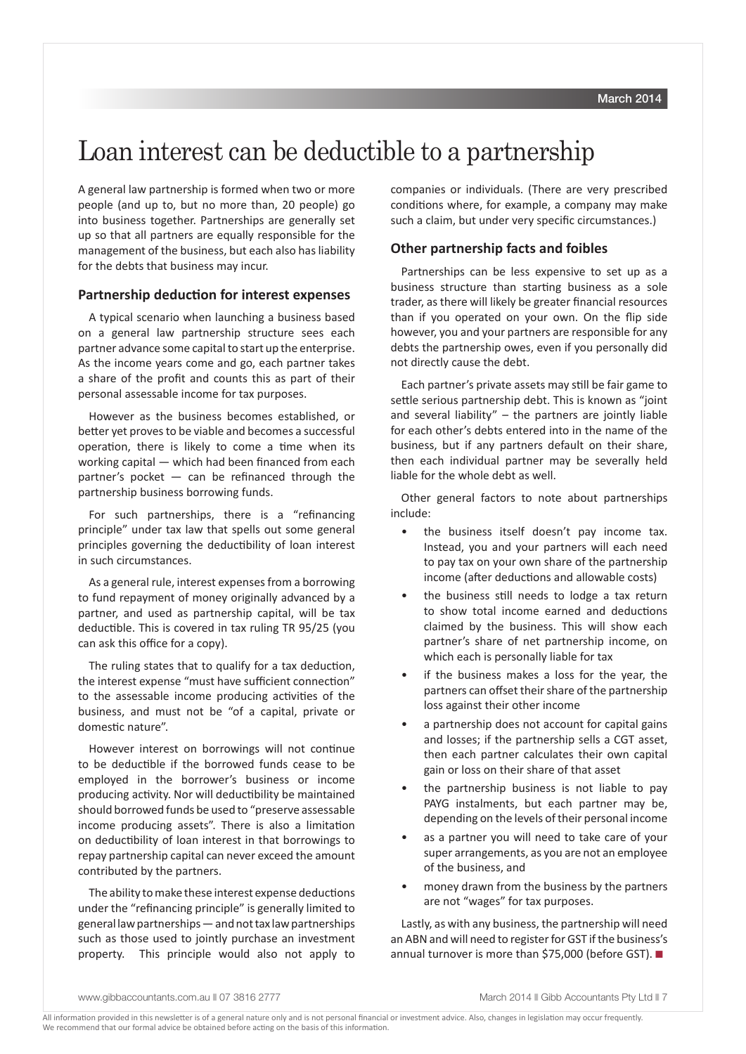# Loan interest can be deductible to a partnership

A general law partnership is formed when two or more people (and up to, but no more than, 20 people) go into business together. Partnerships are generally set up so that all partners are equally responsible for the management of the business, but each also has liability for the debts that business may incur.

### Partnership deduction for interest expenses

A typical scenario when launching a business based on a general law partnership structure sees each partner advance some capital to start up the enterprise. As the income years come and go, each partner takes a share of the profit and counts this as part of their personal assessable income for tax purposes.

However as the business becomes established, or better yet proves to be viable and becomes a successful operation, there is likely to come a time when its working capital — which had been financed from each partner's pocket — can be refinanced through the partnership business borrowing funds.

For such partnerships, there is a "refinancing principle" under tax law that spells out some general principles governing the deductibility of loan interest in such circumstances.

As a general rule, interest expenses from a borrowing to fund repayment of money originally advanced by a partner, and used as partnership capital, will be tax deductible. This is covered in tax ruling TR 95/25 (you can ask this office for a copy).

The ruling states that to qualify for a tax deduction, the interest expense "must have sufficient connection" to the assessable income producing activities of the business, and must not be "of a capital, private or domestic nature".

However interest on borrowings will not continue to be deductible if the borrowed funds cease to be employed in the borrower's business or income producing activity. Nor will deductibility be maintained should borrowed funds be used to "preserve assessable income producing assets". There is also a limitation on deductibility of loan interest in that borrowings to repay partnership capital can never exceed the amount contributed by the partners.

The ability to make these interest expense deductions under the "refinancing principle" is generally limited to general law partnerships — and not tax law partnerships such as those used to jointly purchase an investment property. This principle would also not apply to companies or individuals. (There are very prescribed conditions where, for example, a company may make such a claim, but under very specific circumstances.)

### Other partnership facts and foibles

Partnerships can be less expensive to set up as a business structure than starting business as a sole trader, as there will likely be greater financial resources than if you operated on your own. On the flip side however, you and your partners are responsible for any debts the partnership owes, even if you personally did not directly cause the debt.

Each partner's private assets may still be fair game to settle serious partnership debt. This is known as "joint and several liability" – the partners are jointly liable for each other's debts entered into in the name of the business, but if any partners default on their share, then each individual partner may be severally held liable for the whole debt as well.

Other general factors to note about partnerships include:

- the business itself doesn't pay income tax. Instead, you and your partners will each need to pay tax on your own share of the partnership income (after deductions and allowable costs)
- the business still needs to lodge a tax return to show total income earned and deductions claimed by the business. This will show each partner's share of net partnership income, on which each is personally liable for tax
- if the business makes a loss for the year, the partners can offset their share of the partnership loss against their other income
- a partnership does not account for capital gains and losses; if the partnership sells a CGT asset, then each partner calculates their own capital gain or loss on their share of that asset
- the partnership business is not liable to pay PAYG instalments, but each partner may be, depending on the levels of their personal income
- as a partner you will need to take care of your super arrangements, as you are not an employee of the business, and
- money drawn from the business by the partners are not "wages" for tax purposes.

Lastly, as with any business, the partnership will need an ABN and will need to register for GST if the business's annual turnover is more than $75,000 (before GST). ■

All information provided in this newsletter is of a general nature only and is not personal financial or investment advice. Also, changes in legislation may occur frequently. We recommend that our formal advice be obtained before acting on the basis of this information.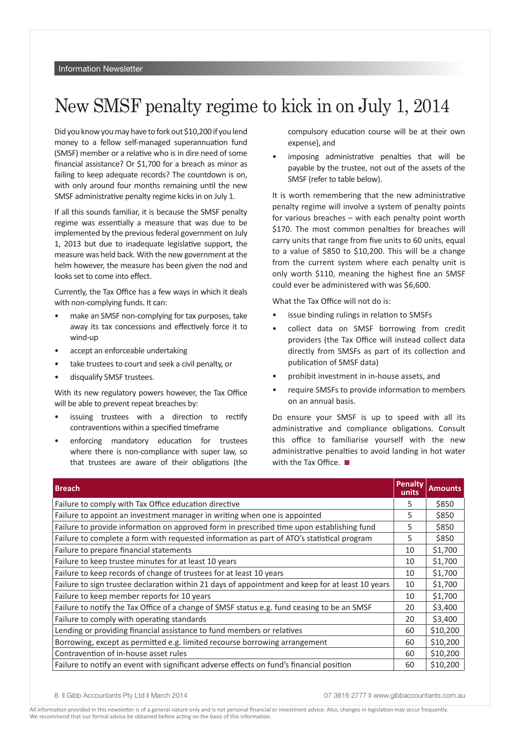# New SMSF penalty regime to kick in on July 1, 2014

Did you know you may have to fork out $10,200 if you lend money to a fellow self-managed superannuation fund (SMSF) member or a relative who is in dire need of some financial assistance? Or $1,700 for a breach as minor as failing to keep adequate records? The countdown is on, with only around four months remaining until the new SMSF administrative penalty regime kicks in on July 1.

If all this sounds familiar, it is because the SMSF penalty regime was essentially a measure that was due to be implemented by the previous federal government on July 1, 2013 but due to inadequate legislative support, the measure was held back. With the new government at the helm however, the measure has been given the nod and looks set to come into effect.

Currently, the Tax Office has a few ways in which it deals with non-complying funds. It can:

- make an SMSF non-complying for tax purposes, take away its tax concessions and effectively force it to wind-up
- accept an enforceable undertaking
- take trustees to court and seek a civil penalty, or
- disqualify SMSF trustees.

With its new regulatory powers however, the Tax Office will be able to prevent repeat breaches by:

- issuing trustees with a direction to rectify contraventions within a specified timeframe
- enforcing mandatory education for trustees where there is non-compliance with super law, so that trustees are aware of their obligations (the compulsory education course will be at their own expense), and
- imposing administrative penalties that will be payable by the trustee, not out of the assets of the SMSF (refer to table below).

It is worth remembering that the new administrative penalty regime will involve a system of penalty points for various breaches – with each penalty point worth $170. The most common penalties for breaches will carry units that range from five units to 60 units, equal to a value of $850 to $10,200. This will be a change from the current system where each penalty unit is only worth $110, meaning the highest fine an SMSF could ever be administered with was $6,600.

What the Tax Office will not do is:

- issue binding rulings in relation to SMSFs
- collect data on SMSF borrowing from credit providers (the Tax Office will instead collect data directly from SMSFs as part of its collection and publication of SMSF data)
- prohibit investment in in-house assets, and
- require SMSFs to provide information to members on an annual basis.

Do ensure your SMSF is up to speed with all its administrative and compliance obligations. Consult this office to familiarise yourself with the new administrative penalties to avoid landing in hot water with the Tax Office. ■

| Breach | Penalty units | Amounts |
|---|---|---|
| Failure to comply with Tax Office education directive | 5 | $850 |
| Failure to appoint an investment manager in writing when one is appointed | 5 | $850 |
| Failure to provide information on approved form in prescribed time upon establishing fund | 5 | $850 |
| Failure to complete a form with requested information as part of ATO's statistical program | 5 | $850 |
| Failure to prepare financial statements | 10 | $1,700 |
| Failure to keep trustee minutes for at least 10 years | 10 | $1,700 |
| Failure to keep records of change of trustees for at least 10 years | 10 | $1,700 |
| Failure to sign trustee declaration within 21 days of appointment and keep for at least 10 years | 10 | $1,700 |
| Failure to keep member reports for 10 years | 10 | $1,700 |
| Failure to notify the Tax Office of a change of SMSF status e.g. fund ceasing to be an SMSF | 20 | $3,400 |
| Failure to comply with operating standards | 20 | $3,400 |
| Lending or providing financial assistance to fund members or relatives | 60 | $10,200 |
| Borrowing, except as permitted e.g. limited recourse borrowing arrangement | 60 | $10,200 |
| Contravention of in-house asset rules | 60 | $10,200 |
| Failure to notify an event with significant adverse effects on fund's financial position | 60 | $10,200 |

All information provided in this newsletter is of a general nature only and is not personal financial or investment advice. Also, changes in legislation may occur frequently. We recommend that our formal advice be obtained before acting on the basis of this information.